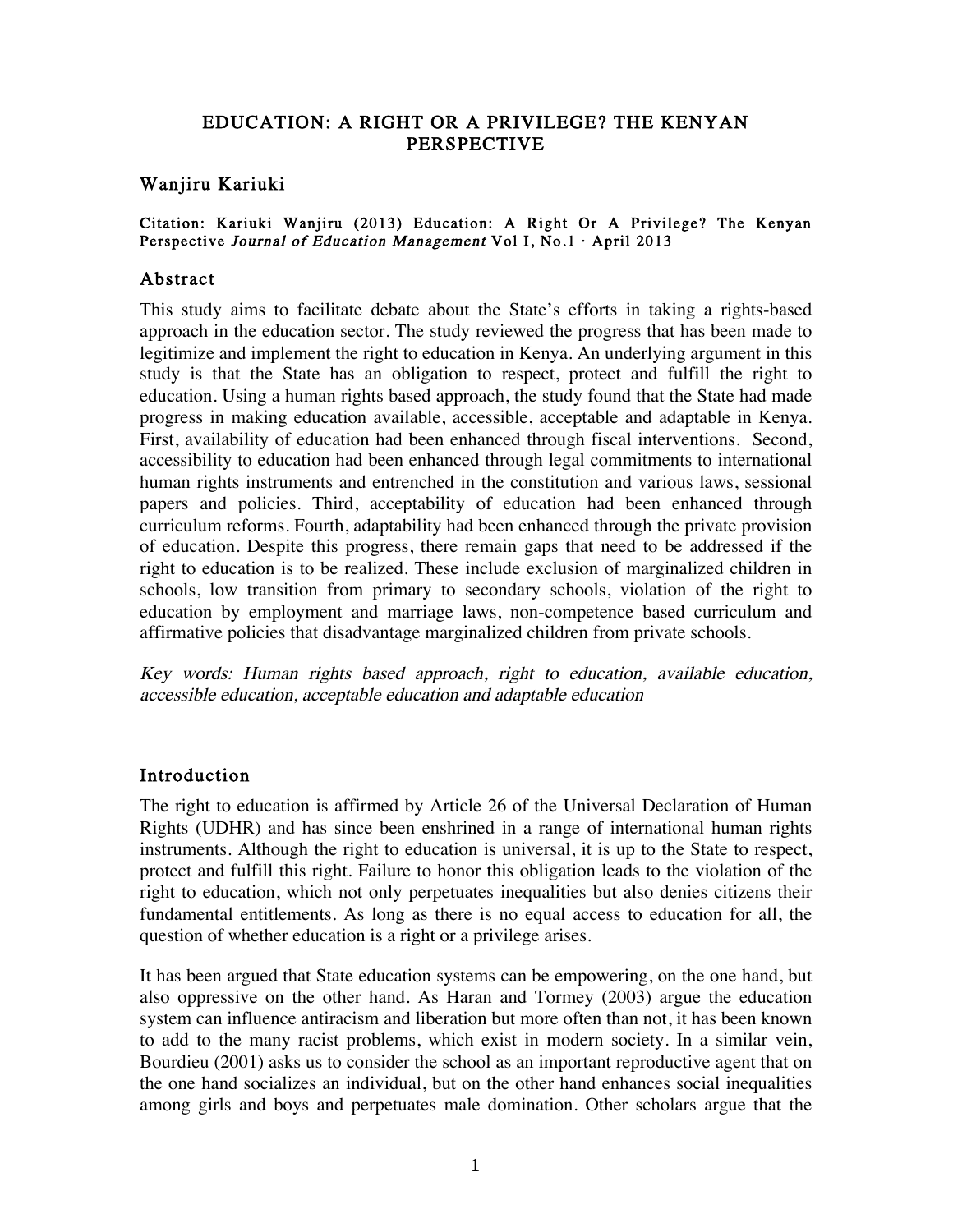# EDUCATION: A RIGHT OR A PRIVILEGE? THE KENYAN PERSPECTIVE

## Wanjiru Kariuki

**Citation: Kariuki Wanjiru (2013) Education: A Right Or A Privilege? The Kenyan Perspective *Journal of Education Management* Vol I, No.1 · April 2013**

## Abstract

This study aims to facilitate debate about the State's efforts in taking a rights-based approach in the education sector. The study reviewed the progress that has been made to legitimize and implement the right to education in Kenya. An underlying argument in this study is that the State has an obligation to respect, protect and fulfill the right to education. Using a human rights based approach, the study found that the State had made progress in making education available, accessible, acceptable and adaptable in Kenya. First, availability of education had been enhanced through fiscal interventions. Second, accessibility to education had been enhanced through legal commitments to international human rights instruments and entrenched in the constitution and various laws, sessional papers and policies. Third, acceptability of education had been enhanced through curriculum reforms. Fourth, adaptability had been enhanced through the private provision of education. Despite this progress, there remain gaps that need to be addressed if the right to education is to be realized. These include exclusion of marginalized children in schools, low transition from primary to secondary schools, violation of the right to education by employment and marriage laws, non-competence based curriculum and affirmative policies that disadvantage marginalized children from private schools.

*Key words: Human rights based approach, right to education, available education, accessible education, acceptable education and adaptable education*

## Introduction

The right to education is affirmed by Article 26 of the Universal Declaration of Human Rights (UDHR) and has since been enshrined in a range of international human rights instruments. Although the right to education is universal, it is up to the State to respect, protect and fulfill this right. Failure to honor this obligation leads to the violation of the right to education, which not only perpetuates inequalities but also denies citizens their fundamental entitlements. As long as there is no equal access to education for all, the question of whether education is a right or a privilege arises.

It has been argued that State education systems can be empowering, on the one hand, but also oppressive on the other hand. As Haran and Tormey (2003) argue the education system can influence antiracism and liberation but more often than not, it has been known to add to the many racist problems, which exist in modern society. In a similar vein, Bourdieu (2001) asks us to consider the school as an important reproductive agent that on the one hand socializes an individual, but on the other hand enhances social inequalities among girls and boys and perpetuates male domination. Other scholars argue that the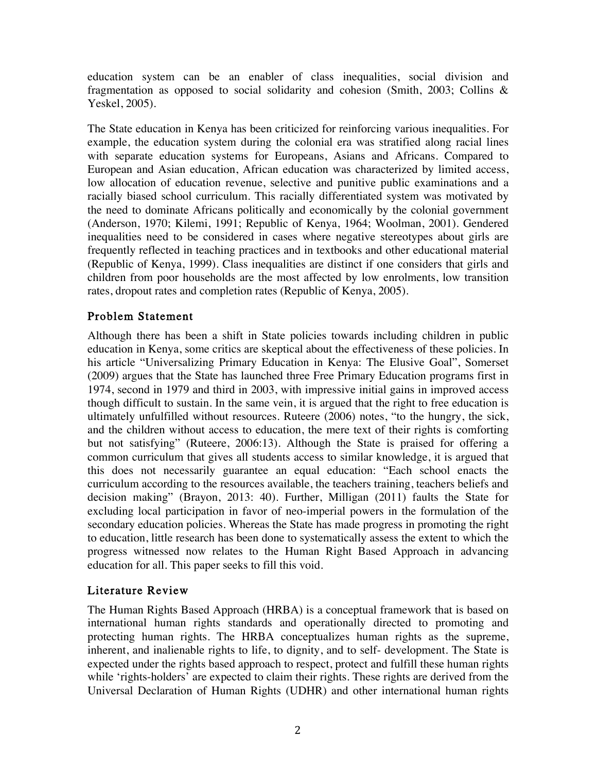education system can be an enabler of class inequalities, social division and fragmentation as opposed to social solidarity and cohesion (Smith, 2003; Collins & Yeskel, 2005).

The State education in Kenya has been criticized for reinforcing various inequalities. For example, the education system during the colonial era was stratified along racial lines with separate education systems for Europeans, Asians and Africans. Compared to European and Asian education, African education was characterized by limited access, low allocation of education revenue, selective and punitive public examinations and a racially biased school curriculum. This racially differentiated system was motivated by the need to dominate Africans politically and economically by the colonial government (Anderson, 1970; Kilemi, 1991; Republic of Kenya, 1964; Woolman, 2001). Gendered inequalities need to be considered in cases where negative stereotypes about girls are frequently reflected in teaching practices and in textbooks and other educational material (Republic of Kenya, 1999). Class inequalities are distinct if one considers that girls and children from poor households are the most affected by low enrolments, low transition rates, dropout rates and completion rates (Republic of Kenya, 2005).

## Problem Statement

Although there has been a shift in State policies towards including children in public education in Kenya, some critics are skeptical about the effectiveness of these policies. In his article "Universalizing Primary Education in Kenya: The Elusive Goal", Somerset (2009) argues that the State has launched three Free Primary Education programs first in 1974, second in 1979 and third in 2003, with impressive initial gains in improved access though difficult to sustain. In the same vein, it is argued that the right to free education is ultimately unfulfilled without resources. Ruteere (2006) notes, "to the hungry, the sick, and the children without access to education, the mere text of their rights is comforting but not satisfying" (Ruteere, 2006:13). Although the State is praised for offering a common curriculum that gives all students access to similar knowledge, it is argued that this does not necessarily guarantee an equal education: "Each school enacts the curriculum according to the resources available, the teachers training, teachers beliefs and decision making" (Brayon, 2013: 40). Further, Milligan (2011) faults the State for excluding local participation in favor of neo-imperial powers in the formulation of the secondary education policies. Whereas the State has made progress in promoting the right to education, little research has been done to systematically assess the extent to which the progress witnessed now relates to the Human Right Based Approach in advancing education for all. This paper seeks to fill this void.

## Literature Review

The Human Rights Based Approach (HRBA) is a conceptual framework that is based on international human rights standards and operationally directed to promoting and protecting human rights. The HRBA conceptualizes human rights as the supreme, inherent, and inalienable rights to life, to dignity, and to self- development. The State is expected under the rights based approach to respect, protect and fulfill these human rights while 'rights-holders' are expected to claim their rights. These rights are derived from the Universal Declaration of Human Rights (UDHR) and other international human rights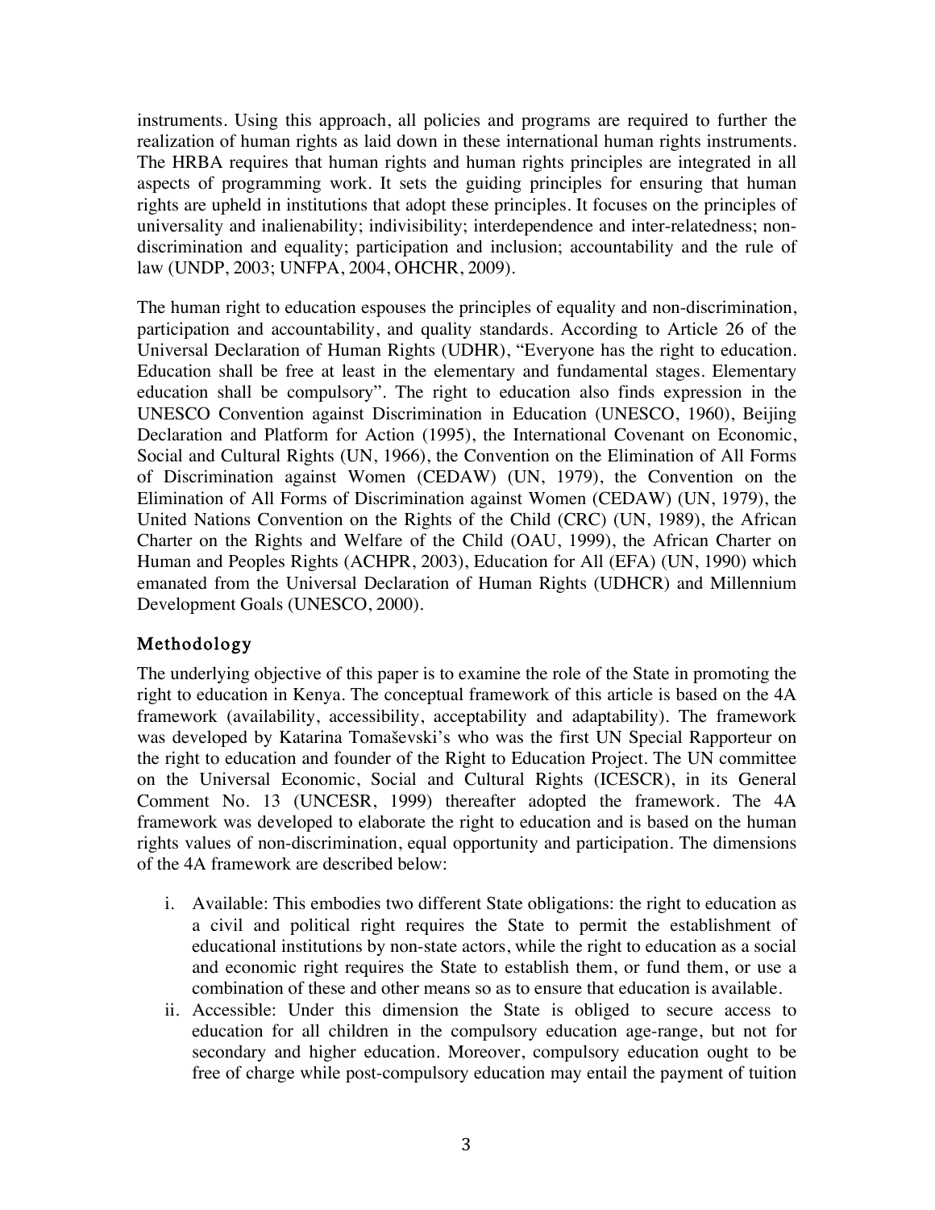instruments. Using this approach, all policies and programs are required to further the realization of human rights as laid down in these international human rights instruments. The HRBA requires that human rights and human rights principles are integrated in all aspects of programming work. It sets the guiding principles for ensuring that human rights are upheld in institutions that adopt these principles. It focuses on the principles of universality and inalienability; indivisibility; interdependence and inter-relatedness; non-discrimination and equality; participation and inclusion; accountability and the rule of law (UNDP, 2003; UNFPA, 2004, OHCHR, 2009).

The human right to education espouses the principles of equality and non-discrimination, participation and accountability, and quality standards. According to Article 26 of the Universal Declaration of Human Rights (UDHR), "Everyone has the right to education. Education shall be free at least in the elementary and fundamental stages. Elementary education shall be compulsory". The right to education also finds expression in the UNESCO Convention against Discrimination in Education (UNESCO, 1960), Beijing Declaration and Platform for Action (1995), the International Covenant on Economic, Social and Cultural Rights (UN, 1966), the Convention on the Elimination of All Forms of Discrimination against Women (CEDAW) (UN, 1979), the Convention on the Elimination of All Forms of Discrimination against Women (CEDAW) (UN, 1979), the United Nations Convention on the Rights of the Child (CRC) (UN, 1989), the African Charter on the Rights and Welfare of the Child (OAU, 1999), the African Charter on Human and Peoples Rights (ACHPR, 2003), Education for All (EFA) (UN, 1990) which emanated from the Universal Declaration of Human Rights (UDHCR) and Millennium Development Goals (UNESCO, 2000).

## Methodology

The underlying objective of this paper is to examine the role of the State in promoting the right to education in Kenya. The conceptual framework of this article is based on the 4A framework (availability, accessibility, acceptability and adaptability). The framework was developed by Katarina Tomaševski's who was the first UN Special Rapporteur on the right to education and founder of the Right to Education Project. The UN committee on the Universal Economic, Social and Cultural Rights (ICESCR), in its General Comment No. 13 (UNCESR, 1999) thereafter adopted the framework. The 4A framework was developed to elaborate the right to education and is based on the human rights values of non-discrimination, equal opportunity and participation. The dimensions of the 4A framework are described below:

i. Available: This embodies two different State obligations: the right to education as a civil and political right requires the State to permit the establishment of educational institutions by non-state actors, while the right to education as a social and economic right requires the State to establish them, or fund them, or use a combination of these and other means so as to ensure that education is available.
ii. Accessible: Under this dimension the State is obliged to secure access to education for all children in the compulsory education age-range, but not for secondary and higher education. Moreover, compulsory education ought to be free of charge while post-compulsory education may entail the payment of tuition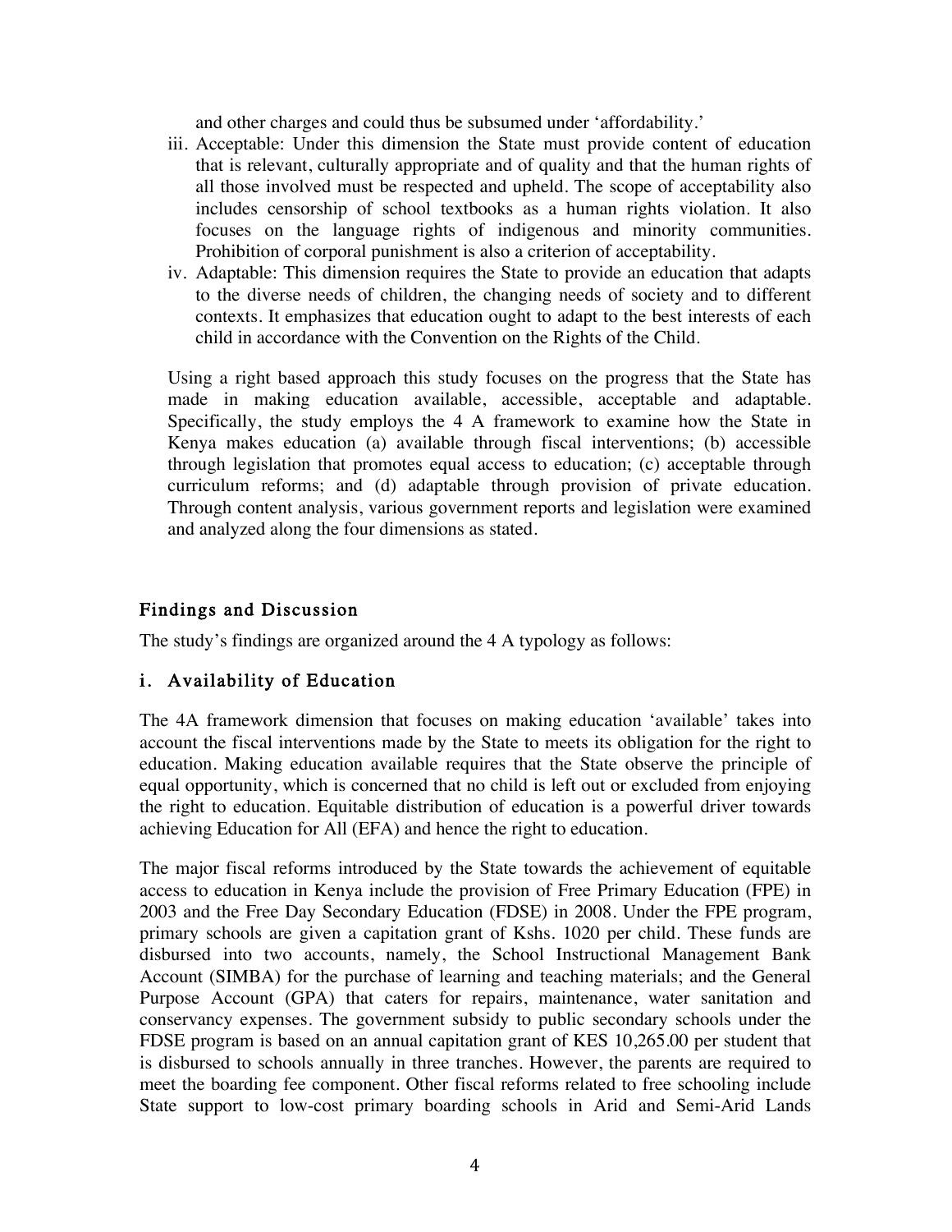and other charges and could thus be subsumed under 'affordability.'

iii. Acceptable: Under this dimension the State must provide content of education that is relevant, culturally appropriate and of quality and that the human rights of all those involved must be respected and upheld. The scope of acceptability also includes censorship of school textbooks as a human rights violation. It also focuses on the language rights of indigenous and minority communities. Prohibition of corporal punishment is also a criterion of acceptability.

iv. Adaptable: This dimension requires the State to provide an education that adapts to the diverse needs of children, the changing needs of society and to different contexts. It emphasizes that education ought to adapt to the best interests of each child in accordance with the Convention on the Rights of the Child.

Using a right based approach this study focuses on the progress that the State has made in making education available, accessible, acceptable and adaptable. Specifically, the study employs the 4 A framework to examine how the State in Kenya makes education (a) available through fiscal interventions; (b) accessible through legislation that promotes equal access to education; (c) acceptable through curriculum reforms; and (d) adaptable through provision of private education. Through content analysis, various government reports and legislation were examined and analyzed along the four dimensions as stated.

## Findings and Discussion

The study's findings are organized around the 4 A typology as follows:

### i. Availability of Education

The 4A framework dimension that focuses on making education 'available' takes into account the fiscal interventions made by the State to meets its obligation for the right to education. Making education available requires that the State observe the principle of equal opportunity, which is concerned that no child is left out or excluded from enjoying the right to education. Equitable distribution of education is a powerful driver towards achieving Education for All (EFA) and hence the right to education.

The major fiscal reforms introduced by the State towards the achievement of equitable access to education in Kenya include the provision of Free Primary Education (FPE) in 2003 and the Free Day Secondary Education (FDSE) in 2008. Under the FPE program, primary schools are given a capitation grant of Kshs. 1020 per child. These funds are disbursed into two accounts, namely, the School Instructional Management Bank Account (SIMBA) for the purchase of learning and teaching materials; and the General Purpose Account (GPA) that caters for repairs, maintenance, water sanitation and conservancy expenses. The government subsidy to public secondary schools under the FDSE program is based on an annual capitation grant of KES 10,265.00 per student that is disbursed to schools annually in three tranches. However, the parents are required to meet the boarding fee component. Other fiscal reforms related to free schooling include State support to low-cost primary boarding schools in Arid and Semi-Arid Lands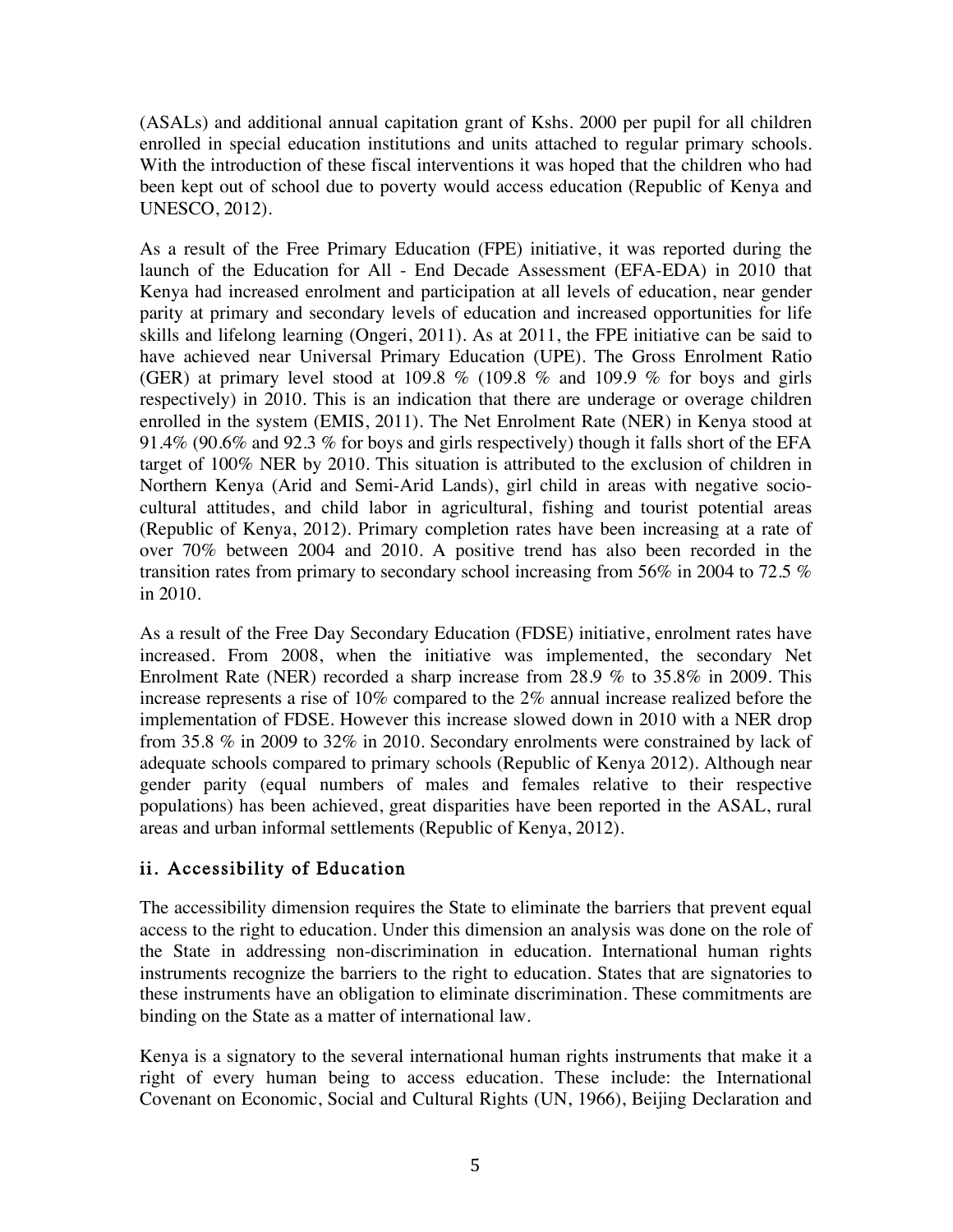(ASALs) and additional annual capitation grant of Kshs. 2000 per pupil for all children enrolled in special education institutions and units attached to regular primary schools. With the introduction of these fiscal interventions it was hoped that the children who had been kept out of school due to poverty would access education (Republic of Kenya and UNESCO, 2012).

As a result of the Free Primary Education (FPE) initiative, it was reported during the launch of the Education for All - End Decade Assessment (EFA-EDA) in 2010 that Kenya had increased enrolment and participation at all levels of education, near gender parity at primary and secondary levels of education and increased opportunities for life skills and lifelong learning (Ongeri, 2011). As at 2011, the FPE initiative can be said to have achieved near Universal Primary Education (UPE). The Gross Enrolment Ratio (GER) at primary level stood at 109.8 % (109.8 % and 109.9 % for boys and girls respectively) in 2010. This is an indication that there are underage or overage children enrolled in the system (EMIS, 2011). The Net Enrolment Rate (NER) in Kenya stood at 91.4% (90.6% and 92.3 % for boys and girls respectively) though it falls short of the EFA target of 100% NER by 2010. This situation is attributed to the exclusion of children in Northern Kenya (Arid and Semi-Arid Lands), girl child in areas with negative socio-cultural attitudes, and child labor in agricultural, fishing and tourist potential areas (Republic of Kenya, 2012). Primary completion rates have been increasing at a rate of over 70% between 2004 and 2010. A positive trend has also been recorded in the transition rates from primary to secondary school increasing from 56% in 2004 to 72.5 % in 2010.

As a result of the Free Day Secondary Education (FDSE) initiative, enrolment rates have increased. From 2008, when the initiative was implemented, the secondary Net Enrolment Rate (NER) recorded a sharp increase from 28.9 % to 35.8% in 2009. This increase represents a rise of 10% compared to the 2% annual increase realized before the implementation of FDSE. However this increase slowed down in 2010 with a NER drop from 35.8 % in 2009 to 32% in 2010. Secondary enrolments were constrained by lack of adequate schools compared to primary schools (Republic of Kenya 2012). Although near gender parity (equal numbers of males and females relative to their respective populations) has been achieved, great disparities have been reported in the ASAL, rural areas and urban informal settlements (Republic of Kenya, 2012).

### ii. Accessibility of Education

The accessibility dimension requires the State to eliminate the barriers that prevent equal access to the right to education. Under this dimension an analysis was done on the role of the State in addressing non-discrimination in education. International human rights instruments recognize the barriers to the right to education. States that are signatories to these instruments have an obligation to eliminate discrimination. These commitments are binding on the State as a matter of international law.

Kenya is a signatory to the several international human rights instruments that make it a right of every human being to access education. These include: the International Covenant on Economic, Social and Cultural Rights (UN, 1966), Beijing Declaration and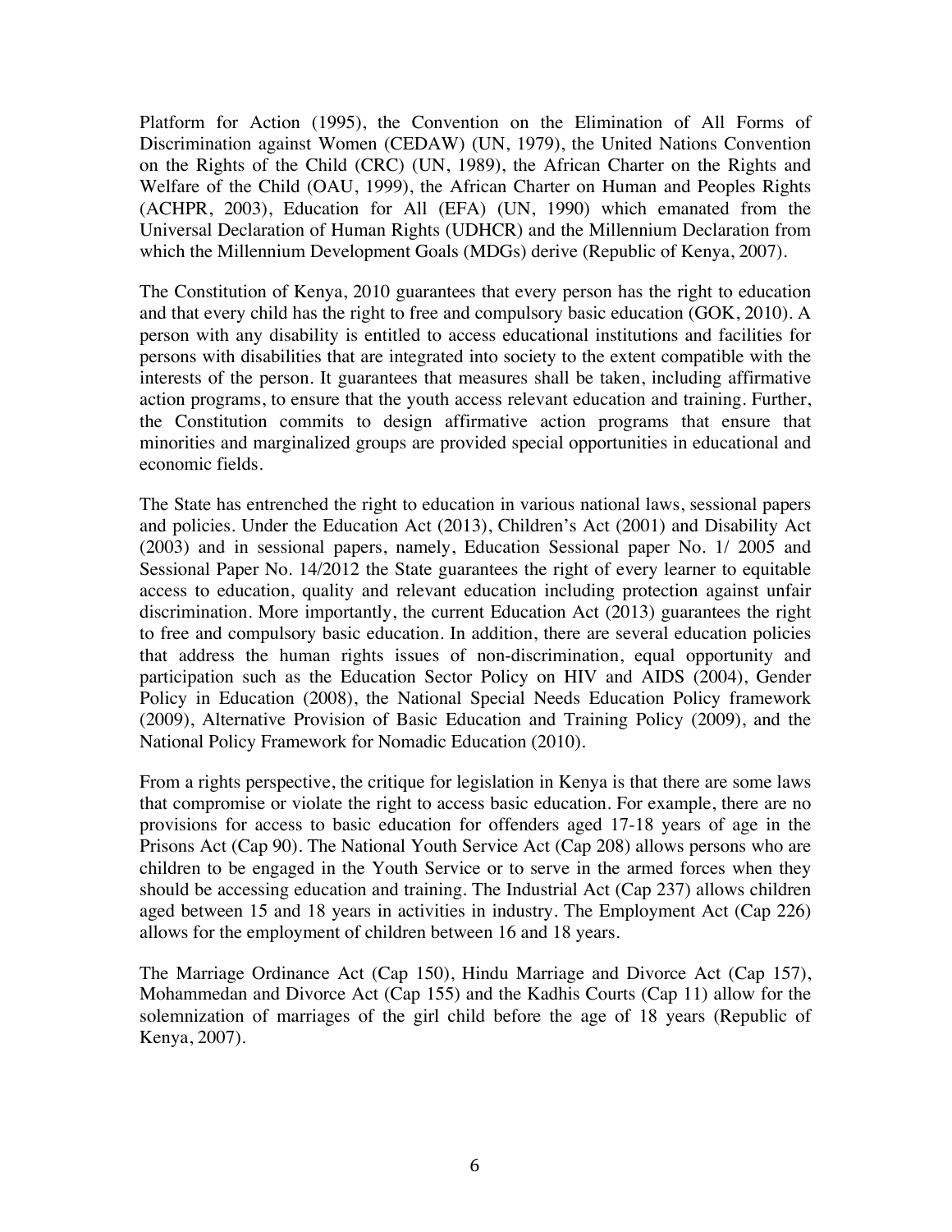Platform for Action (1995), the Convention on the Elimination of All Forms of Discrimination against Women (CEDAW) (UN, 1979), the United Nations Convention on the Rights of the Child (CRC) (UN, 1989), the African Charter on the Rights and Welfare of the Child (OAU, 1999), the African Charter on Human and Peoples Rights (ACHPR, 2003), Education for All (EFA) (UN, 1990) which emanated from the Universal Declaration of Human Rights (UDHCR) and the Millennium Declaration from which the Millennium Development Goals (MDGs) derive (Republic of Kenya, 2007).

The Constitution of Kenya, 2010 guarantees that every person has the right to education and that every child has the right to free and compulsory basic education (GOK, 2010). A person with any disability is entitled to access educational institutions and facilities for persons with disabilities that are integrated into society to the extent compatible with the interests of the person. It guarantees that measures shall be taken, including affirmative action programs, to ensure that the youth access relevant education and training. Further, the Constitution commits to design affirmative action programs that ensure that minorities and marginalized groups are provided special opportunities in educational and economic fields.

The State has entrenched the right to education in various national laws, sessional papers and policies. Under the Education Act (2013), Children's Act (2001) and Disability Act (2003) and in sessional papers, namely, Education Sessional paper No. 1/ 2005 and Sessional Paper No. 14/2012 the State guarantees the right of every learner to equitable access to education, quality and relevant education including protection against unfair discrimination. More importantly, the current Education Act (2013) guarantees the right to free and compulsory basic education. In addition, there are several education policies that address the human rights issues of non-discrimination, equal opportunity and participation such as the Education Sector Policy on HIV and AIDS (2004), Gender Policy in Education (2008), the National Special Needs Education Policy framework (2009), Alternative Provision of Basic Education and Training Policy (2009), and the National Policy Framework for Nomadic Education (2010).

From a rights perspective, the critique for legislation in Kenya is that there are some laws that compromise or violate the right to access basic education. For example, there are no provisions for access to basic education for offenders aged 17-18 years of age in the Prisons Act (Cap 90). The National Youth Service Act (Cap 208) allows persons who are children to be engaged in the Youth Service or to serve in the armed forces when they should be accessing education and training. The Industrial Act (Cap 237) allows children aged between 15 and 18 years in activities in industry. The Employment Act (Cap 226) allows for the employment of children between 16 and 18 years.

The Marriage Ordinance Act (Cap 150), Hindu Marriage and Divorce Act (Cap 157), Mohammedan and Divorce Act (Cap 155) and the Kadhis Courts (Cap 11) allow for the solemnization of marriages of the girl child before the age of 18 years (Republic of Kenya, 2007).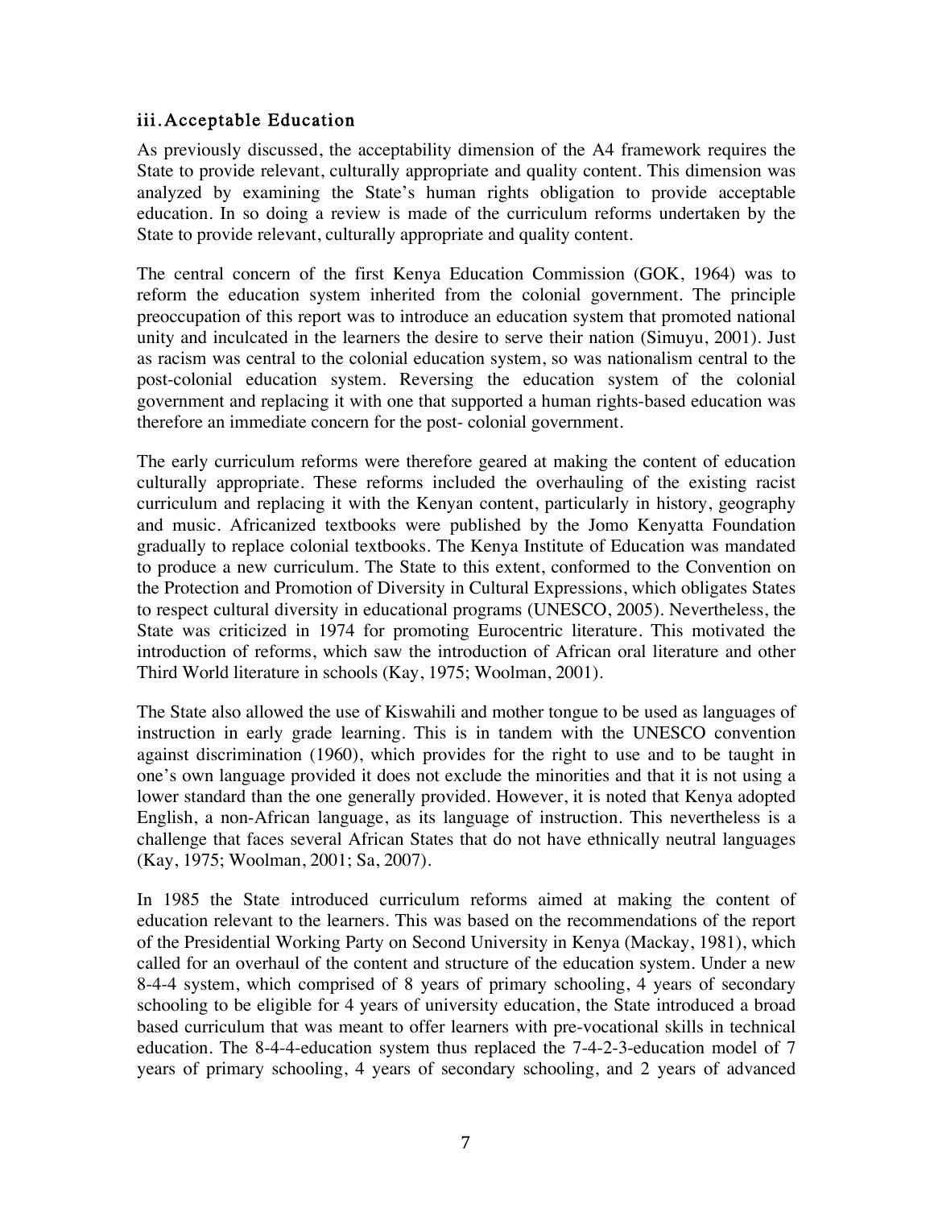### iii. Acceptable Education

As previously discussed, the acceptability dimension of the A4 framework requires the State to provide relevant, culturally appropriate and quality content. This dimension was analyzed by examining the State's human rights obligation to provide acceptable education. In so doing a review is made of the curriculum reforms undertaken by the State to provide relevant, culturally appropriate and quality content.

The central concern of the first Kenya Education Commission (GOK, 1964) was to reform the education system inherited from the colonial government. The principle preoccupation of this report was to introduce an education system that promoted national unity and inculcated in the learners the desire to serve their nation (Simuyu, 2001). Just as racism was central to the colonial education system, so was nationalism central to the post-colonial education system. Reversing the education system of the colonial government and replacing it with one that supported a human rights-based education was therefore an immediate concern for the post- colonial government.

The early curriculum reforms were therefore geared at making the content of education culturally appropriate. These reforms included the overhauling of the existing racist curriculum and replacing it with the Kenyan content, particularly in history, geography and music. Africanized textbooks were published by the Jomo Kenyatta Foundation gradually to replace colonial textbooks. The Kenya Institute of Education was mandated to produce a new curriculum. The State to this extent, conformed to the Convention on the Protection and Promotion of Diversity in Cultural Expressions, which obligates States to respect cultural diversity in educational programs (UNESCO, 2005). Nevertheless, the State was criticized in 1974 for promoting Eurocentric literature. This motivated the introduction of reforms, which saw the introduction of African oral literature and other Third World literature in schools (Kay, 1975; Woolman, 2001).

The State also allowed the use of Kiswahili and mother tongue to be used as languages of instruction in early grade learning. This is in tandem with the UNESCO convention against discrimination (1960), which provides for the right to use and to be taught in one's own language provided it does not exclude the minorities and that it is not using a lower standard than the one generally provided. However, it is noted that Kenya adopted English, a non-African language, as its language of instruction. This nevertheless is a challenge that faces several African States that do not have ethnically neutral languages (Kay, 1975; Woolman, 2001; Sa, 2007).

In 1985 the State introduced curriculum reforms aimed at making the content of education relevant to the learners. This was based on the recommendations of the report of the Presidential Working Party on Second University in Kenya (Mackay, 1981), which called for an overhaul of the content and structure of the education system. Under a new 8-4-4 system, which comprised of 8 years of primary schooling, 4 years of secondary schooling to be eligible for 4 years of university education, the State introduced a broad based curriculum that was meant to offer learners with pre-vocational skills in technical education. The 8-4-4-education system thus replaced the 7-4-2-3-education model of 7 years of primary schooling, 4 years of secondary schooling, and 2 years of advanced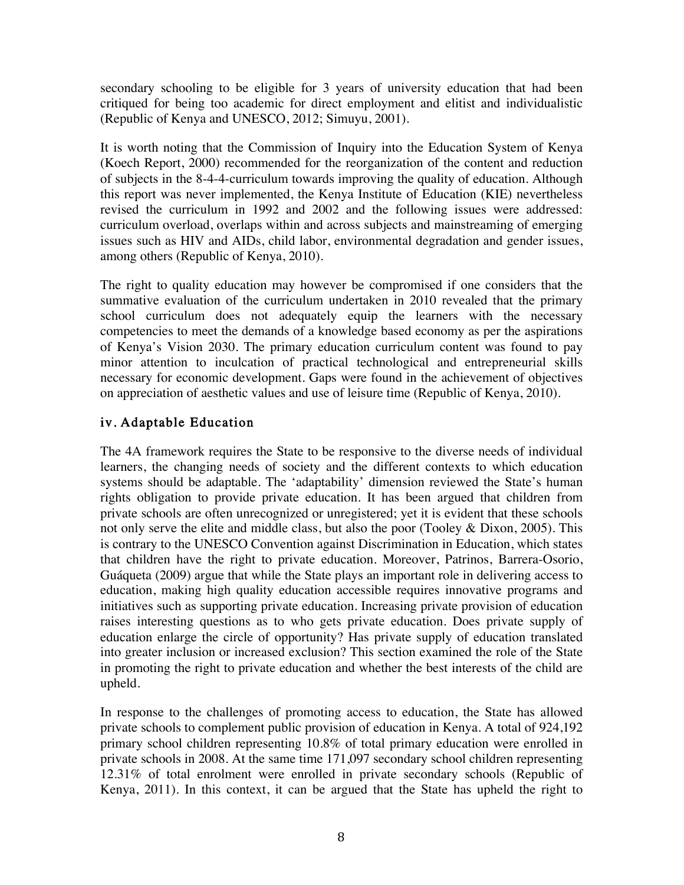secondary schooling to be eligible for 3 years of university education that had been critiqued for being too academic for direct employment and elitist and individualistic (Republic of Kenya and UNESCO, 2012; Simuyu, 2001).

It is worth noting that the Commission of Inquiry into the Education System of Kenya (Koech Report, 2000) recommended for the reorganization of the content and reduction of subjects in the 8-4-4-curriculum towards improving the quality of education. Although this report was never implemented, the Kenya Institute of Education (KIE) nevertheless revised the curriculum in 1992 and 2002 and the following issues were addressed: curriculum overload, overlaps within and across subjects and mainstreaming of emerging issues such as HIV and AIDs, child labor, environmental degradation and gender issues, among others (Republic of Kenya, 2010).

The right to quality education may however be compromised if one considers that the summative evaluation of the curriculum undertaken in 2010 revealed that the primary school curriculum does not adequately equip the learners with the necessary competencies to meet the demands of a knowledge based economy as per the aspirations of Kenya's Vision 2030. The primary education curriculum content was found to pay minor attention to inculcation of practical technological and entrepreneurial skills necessary for economic development. Gaps were found in the achievement of objectives on appreciation of aesthetic values and use of leisure time (Republic of Kenya, 2010).

### iv. Adaptable Education

The 4A framework requires the State to be responsive to the diverse needs of individual learners, the changing needs of society and the different contexts to which education systems should be adaptable. The 'adaptability' dimension reviewed the State's human rights obligation to provide private education. It has been argued that children from private schools are often unrecognized or unregistered; yet it is evident that these schools not only serve the elite and middle class, but also the poor (Tooley & Dixon, 2005). This is contrary to the UNESCO Convention against Discrimination in Education, which states that children have the right to private education. Moreover, Patrinos, Barrera-Osorio, Guáqueta (2009) argue that while the State plays an important role in delivering access to education, making high quality education accessible requires innovative programs and initiatives such as supporting private education. Increasing private provision of education raises interesting questions as to who gets private education. Does private supply of education enlarge the circle of opportunity? Has private supply of education translated into greater inclusion or increased exclusion? This section examined the role of the State in promoting the right to private education and whether the best interests of the child are upheld.

In response to the challenges of promoting access to education, the State has allowed private schools to complement public provision of education in Kenya. A total of 924,192 primary school children representing 10.8% of total primary education were enrolled in private schools in 2008. At the same time 171,097 secondary school children representing 12.31% of total enrolment were enrolled in private secondary schools (Republic of Kenya, 2011). In this context, it can be argued that the State has upheld the right to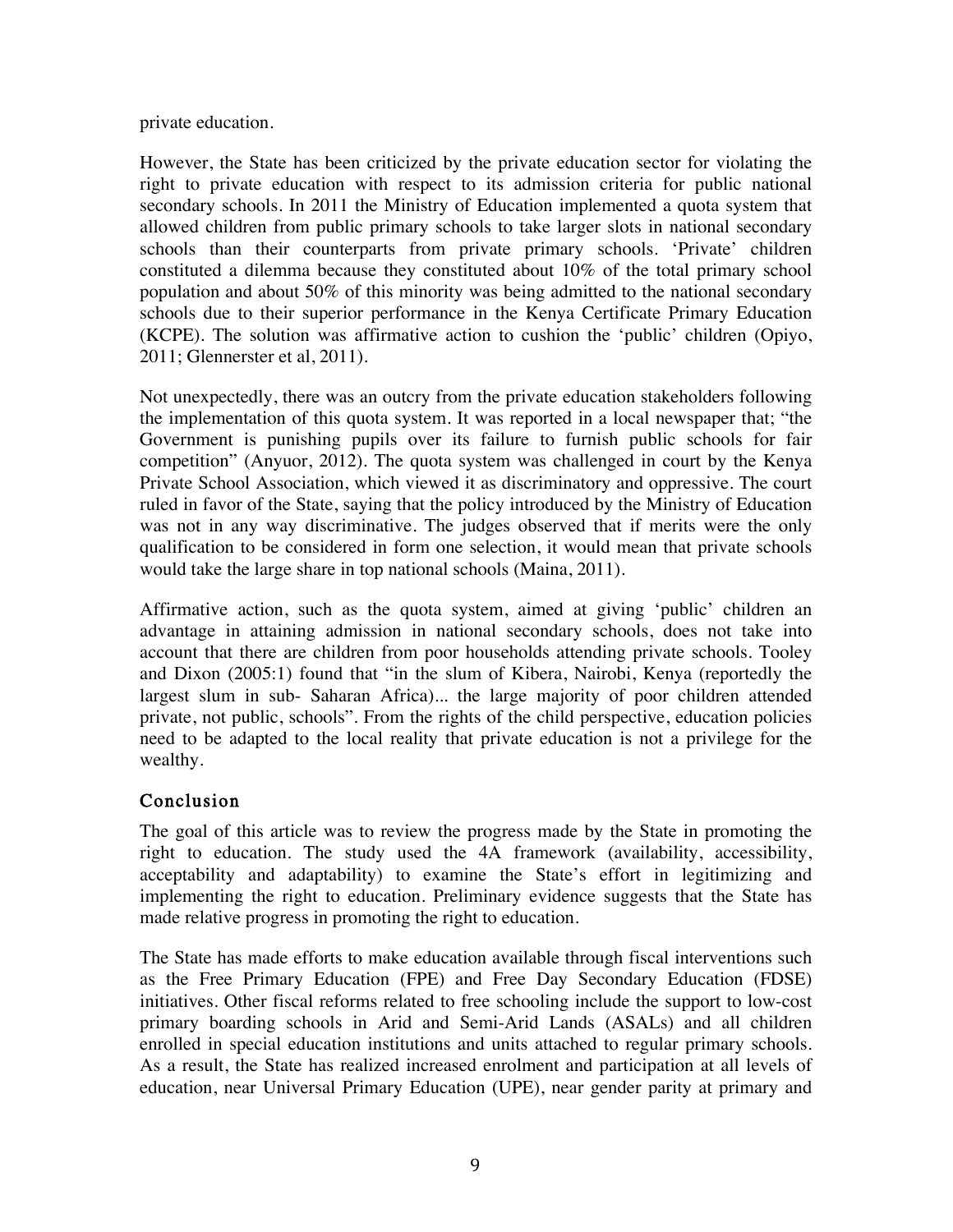private education.

However, the State has been criticized by the private education sector for violating the right to private education with respect to its admission criteria for public national secondary schools. In 2011 the Ministry of Education implemented a quota system that allowed children from public primary schools to take larger slots in national secondary schools than their counterparts from private primary schools. 'Private' children constituted a dilemma because they constituted about 10% of the total primary school population and about 50% of this minority was being admitted to the national secondary schools due to their superior performance in the Kenya Certificate Primary Education (KCPE). The solution was affirmative action to cushion the 'public' children (Opiyo, 2011; Glennerster et al, 2011).

Not unexpectedly, there was an outcry from the private education stakeholders following the implementation of this quota system. It was reported in a local newspaper that; "the Government is punishing pupils over its failure to furnish public schools for fair competition" (Anyuor, 2012). The quota system was challenged in court by the Kenya Private School Association, which viewed it as discriminatory and oppressive. The court ruled in favor of the State, saying that the policy introduced by the Ministry of Education was not in any way discriminative. The judges observed that if merits were the only qualification to be considered in form one selection, it would mean that private schools would take the large share in top national schools (Maina, 2011).

Affirmative action, such as the quota system, aimed at giving 'public' children an advantage in attaining admission in national secondary schools, does not take into account that there are children from poor households attending private schools. Tooley and Dixon (2005:1) found that "in the slum of Kibera, Nairobi, Kenya (reportedly the largest slum in sub- Saharan Africa)... the large majority of poor children attended private, not public, schools". From the rights of the child perspective, education policies need to be adapted to the local reality that private education is not a privilege for the wealthy.

## Conclusion

The goal of this article was to review the progress made by the State in promoting the right to education. The study used the 4A framework (availability, accessibility, acceptability and adaptability) to examine the State's effort in legitimizing and implementing the right to education. Preliminary evidence suggests that the State has made relative progress in promoting the right to education.

The State has made efforts to make education available through fiscal interventions such as the Free Primary Education (FPE) and Free Day Secondary Education (FDSE) initiatives. Other fiscal reforms related to free schooling include the support to low-cost primary boarding schools in Arid and Semi-Arid Lands (ASALs) and all children enrolled in special education institutions and units attached to regular primary schools. As a result, the State has realized increased enrolment and participation at all levels of education, near Universal Primary Education (UPE), near gender parity at primary and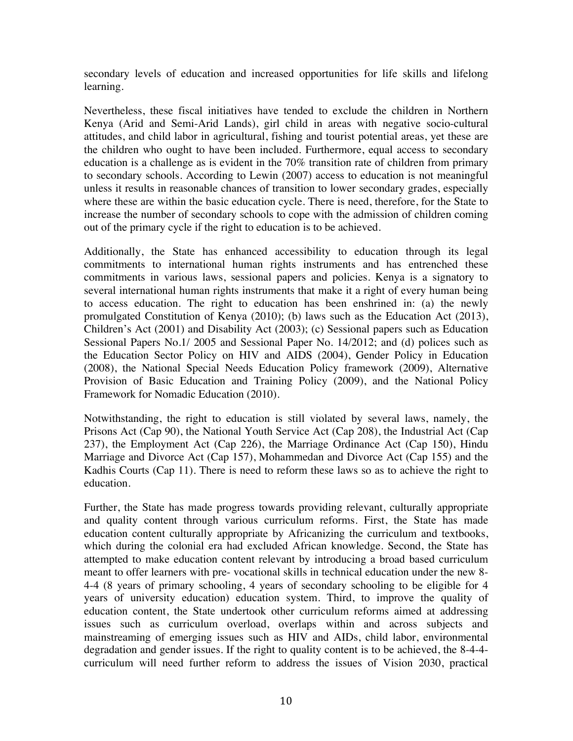secondary levels of education and increased opportunities for life skills and lifelong learning.

Nevertheless, these fiscal initiatives have tended to exclude the children in Northern Kenya (Arid and Semi-Arid Lands), girl child in areas with negative socio-cultural attitudes, and child labor in agricultural, fishing and tourist potential areas, yet these are the children who ought to have been included. Furthermore, equal access to secondary education is a challenge as is evident in the 70% transition rate of children from primary to secondary schools. According to Lewin (2007) access to education is not meaningful unless it results in reasonable chances of transition to lower secondary grades, especially where these are within the basic education cycle. There is need, therefore, for the State to increase the number of secondary schools to cope with the admission of children coming out of the primary cycle if the right to education is to be achieved.

Additionally, the State has enhanced accessibility to education through its legal commitments to international human rights instruments and has entrenched these commitments in various laws, sessional papers and policies. Kenya is a signatory to several international human rights instruments that make it a right of every human being to access education. The right to education has been enshrined in: (a) the newly promulgated Constitution of Kenya (2010); (b) laws such as the Education Act (2013), Children's Act (2001) and Disability Act (2003); (c) Sessional papers such as Education Sessional Papers No.1/ 2005 and Sessional Paper No. 14/2012; and (d) polices such as the Education Sector Policy on HIV and AIDS (2004), Gender Policy in Education (2008), the National Special Needs Education Policy framework (2009), Alternative Provision of Basic Education and Training Policy (2009), and the National Policy Framework for Nomadic Education (2010).

Notwithstanding, the right to education is still violated by several laws, namely, the Prisons Act (Cap 90), the National Youth Service Act (Cap 208), the Industrial Act (Cap 237), the Employment Act (Cap 226), the Marriage Ordinance Act (Cap 150), Hindu Marriage and Divorce Act (Cap 157), Mohammedan and Divorce Act (Cap 155) and the Kadhis Courts (Cap 11). There is need to reform these laws so as to achieve the right to education.

Further, the State has made progress towards providing relevant, culturally appropriate and quality content through various curriculum reforms. First, the State has made education content culturally appropriate by Africanizing the curriculum and textbooks, which during the colonial era had excluded African knowledge. Second, the State has attempted to make education content relevant by introducing a broad based curriculum meant to offer learners with pre- vocational skills in technical education under the new 8-4-4 (8 years of primary schooling, 4 years of secondary schooling to be eligible for 4 years of university education) education system. Third, to improve the quality of education content, the State undertook other curriculum reforms aimed at addressing issues such as curriculum overload, overlaps within and across subjects and mainstreaming of emerging issues such as HIV and AIDs, child labor, environmental degradation and gender issues. If the right to quality content is to be achieved, the 8-4-4-curriculum will need further reform to address the issues of Vision 2030, practical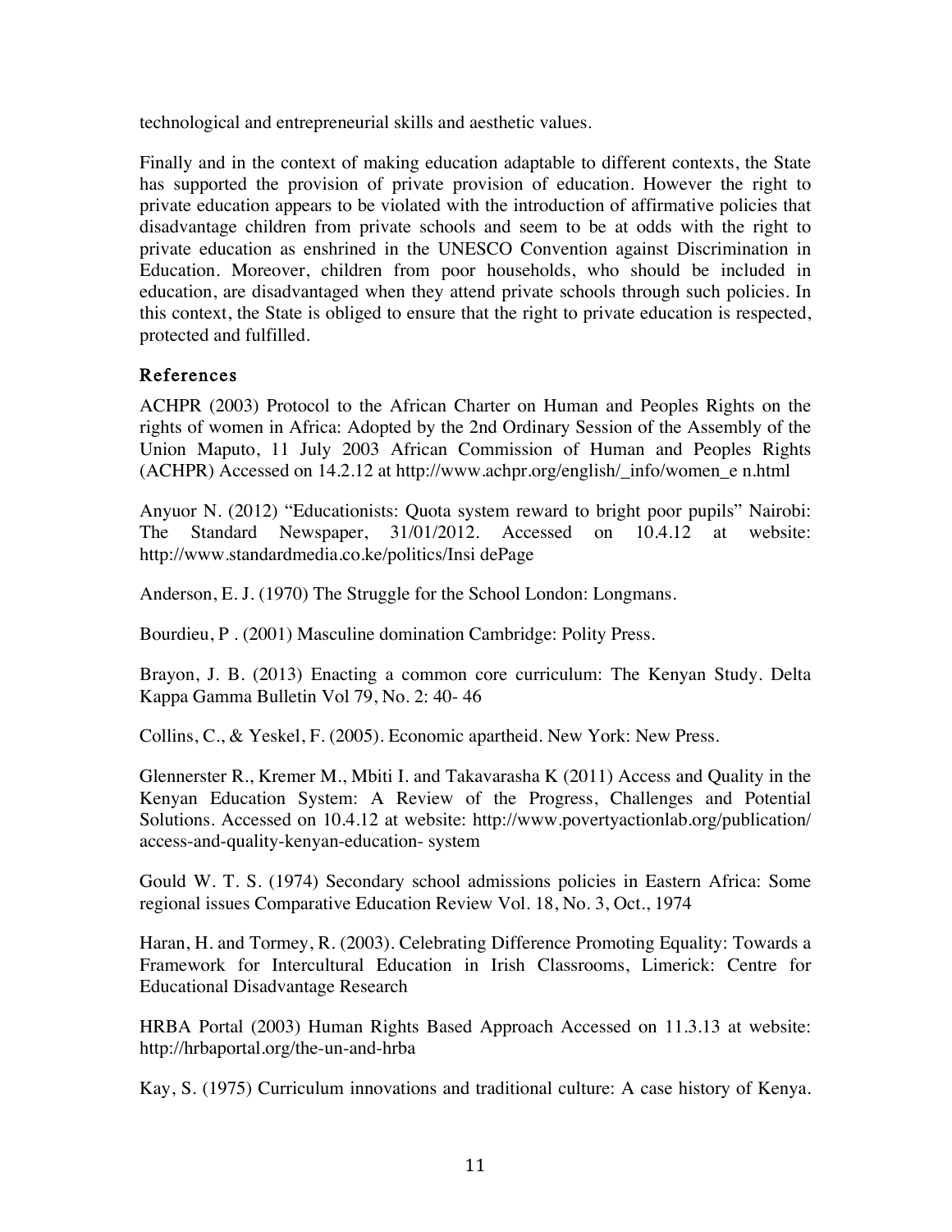technological and entrepreneurial skills and aesthetic values.

Finally and in the context of making education adaptable to different contexts, the State has supported the provision of private provision of education. However the right to private education appears to be violated with the introduction of affirmative policies that disadvantage children from private schools and seem to be at odds with the right to private education as enshrined in the UNESCO Convention against Discrimination in Education. Moreover, children from poor households, who should be included in education, are disadvantaged when they attend private schools through such policies. In this context, the State is obliged to ensure that the right to private education is respected, protected and fulfilled.

## References

ACHPR (2003) Protocol to the African Charter on Human and Peoples Rights on the rights of women in Africa: Adopted by the 2nd Ordinary Session of the Assembly of the Union Maputo, 11 July 2003 African Commission of Human and Peoples Rights (ACHPR) Accessed on 14.2.12 at http://www.achpr.org/english/_info/women_e n.html

Anyuor N. (2012) "Educationists: Quota system reward to bright poor pupils" Nairobi: The Standard Newspaper, 31/01/2012. Accessed on 10.4.12 at website: http://www.standardmedia.co.ke/politics/Insi dePage

Anderson, E. J. (1970) The Struggle for the School London: Longmans.

Bourdieu, P . (2001) Masculine domination Cambridge: Polity Press.

Brayon, J. B. (2013) Enacting a common core curriculum: The Kenyan Study. Delta Kappa Gamma Bulletin Vol 79, No. 2: 40- 46

Collins, C., & Yeskel, F. (2005). Economic apartheid. New York: New Press.

Glennerster R., Kremer M., Mbiti I. and Takavarasha K (2011) Access and Quality in the Kenyan Education System: A Review of the Progress, Challenges and Potential Solutions. Accessed on 10.4.12 at website: http://www.povertyactionlab.org/publication/ access-and-quality-kenyan-education- system

Gould W. T. S. (1974) Secondary school admissions policies in Eastern Africa: Some regional issues Comparative Education Review Vol. 18, No. 3, Oct., 1974

Haran, H. and Tormey, R. (2003). Celebrating Difference Promoting Equality: Towards a Framework for Intercultural Education in Irish Classrooms, Limerick: Centre for Educational Disadvantage Research

HRBA Portal (2003) Human Rights Based Approach Accessed on 11.3.13 at website: http://hrbaportal.org/the-un-and-hrba

Kay, S. (1975) Curriculum innovations and traditional culture: A case history of Kenya.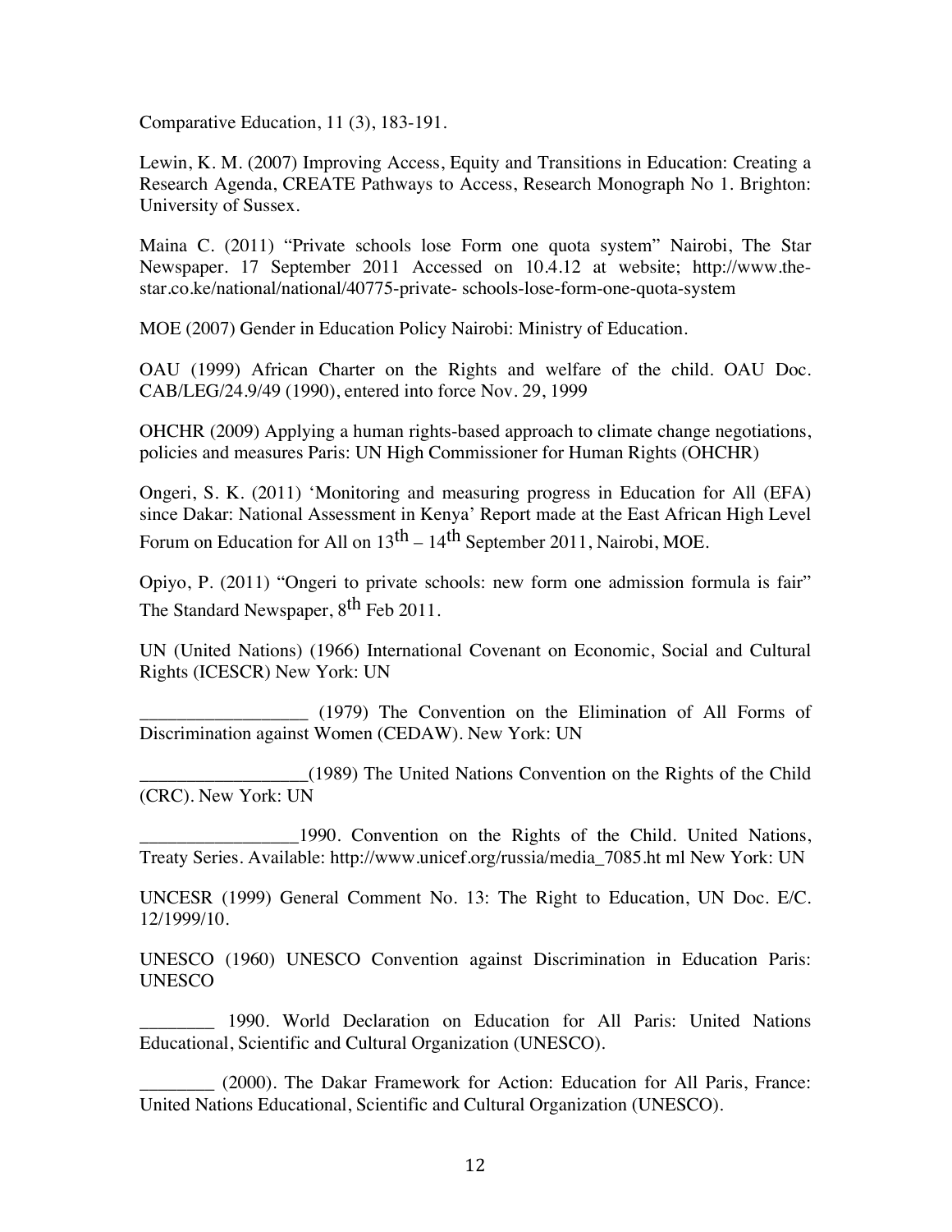Comparative Education, 11 (3), 183-191.

Lewin, K. M. (2007) Improving Access, Equity and Transitions in Education: Creating a Research Agenda, CREATE Pathways to Access, Research Monograph No 1. Brighton: University of Sussex.

Maina C. (2011) "Private schools lose Form one quota system" Nairobi, The Star Newspaper. 17 September 2011 Accessed on 10.4.12 at website; http://www.the-star.co.ke/national/national/40775-private- schools-lose-form-one-quota-system

MOE (2007) Gender in Education Policy Nairobi: Ministry of Education.

OAU (1999) African Charter on the Rights and welfare of the child. OAU Doc. CAB/LEG/24.9/49 (1990), entered into force Nov. 29, 1999

OHCHR (2009) Applying a human rights-based approach to climate change negotiations, policies and measures Paris: UN High Commissioner for Human Rights (OHCHR)

Ongeri, S. K. (2011) 'Monitoring and measuring progress in Education for All (EFA) since Dakar: National Assessment in Kenya' Report made at the East African High Level Forum on Education for All on 13th – 14th September 2011, Nairobi, MOE.

Opiyo, P. (2011) "Ongeri to private schools: new form one admission formula is fair" The Standard Newspaper, 8th Feb 2011.

UN (United Nations) (1966) International Covenant on Economic, Social and Cultural Rights (ICESCR) New York: UN

__________________ (1979) The Convention on the Elimination of All Forms of Discrimination against Women (CEDAW). New York: UN

__________________(1989) The United Nations Convention on the Rights of the Child (CRC). New York: UN

_________________1990. Convention on the Rights of the Child. United Nations, Treaty Series. Available: http://www.unicef.org/russia/media_7085.ht ml New York: UN

UNCESR (1999) General Comment No. 13: The Right to Education, UN Doc. E/C. 12/1999/10.

UNESCO (1960) UNESCO Convention against Discrimination in Education Paris: UNESCO

________ 1990. World Declaration on Education for All Paris: United Nations Educational, Scientific and Cultural Organization (UNESCO).

________ (2000). The Dakar Framework for Action: Education for All Paris, France: United Nations Educational, Scientific and Cultural Organization (UNESCO).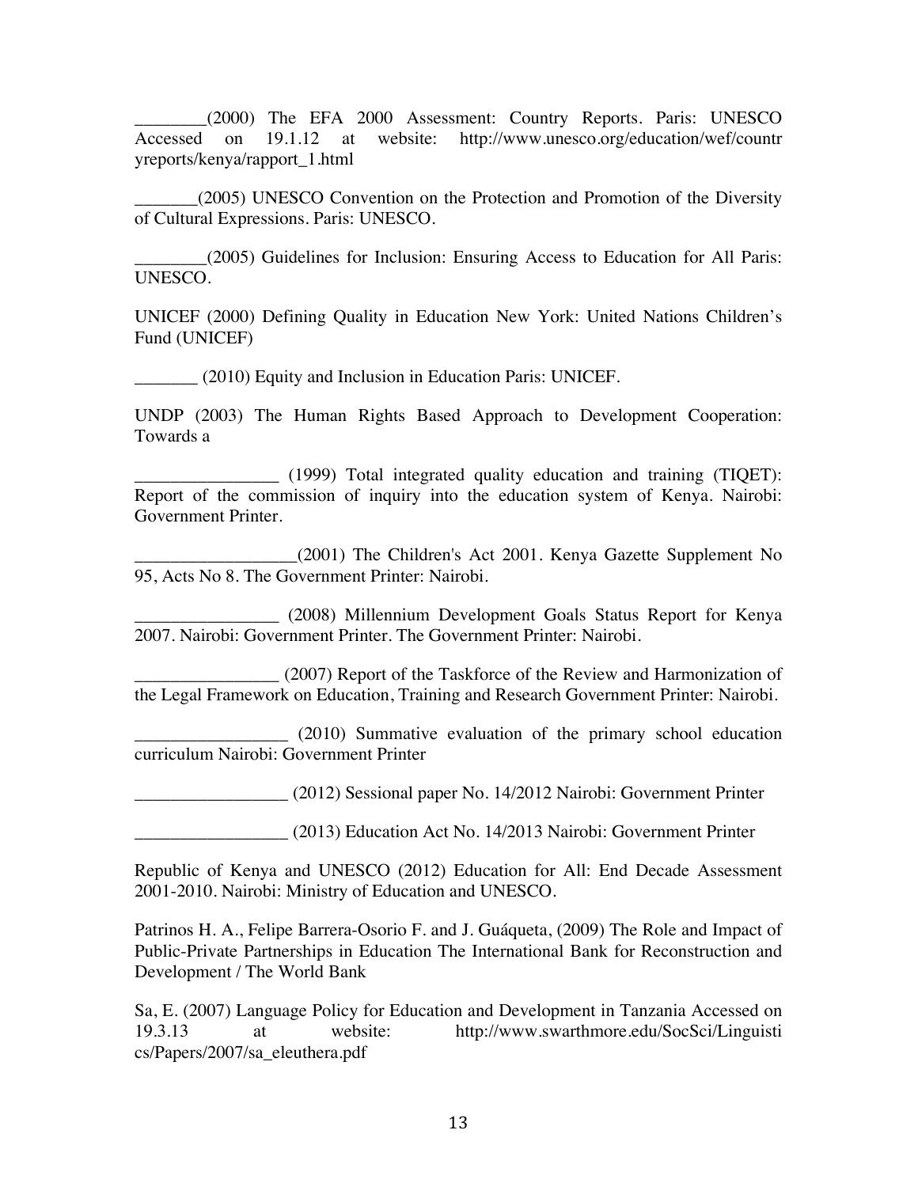________(2000) The EFA 2000 Assessment: Country Reports. Paris: UNESCO Accessed on 19.1.12 at website: http://www.unesco.org/education/wef/countryreports/kenya/rapport_1.html

_______(2005) UNESCO Convention on the Protection and Promotion of the Diversity of Cultural Expressions. Paris: UNESCO.

________(2005) Guidelines for Inclusion: Ensuring Access to Education for All Paris: UNESCO.

UNICEF (2000) Defining Quality in Education New York: United Nations Children's Fund (UNICEF)

_______ (2010) Equity and Inclusion in Education Paris: UNICEF.

UNDP (2003) The Human Rights Based Approach to Development Cooperation: Towards a

________________ (1999) Total integrated quality education and training (TIQET): Report of the commission of inquiry into the education system of Kenya. Nairobi: Government Printer.

__________________(2001) The Children's Act 2001. Kenya Gazette Supplement No 95, Acts No 8. The Government Printer: Nairobi.

________________ (2008) Millennium Development Goals Status Report for Kenya 2007. Nairobi: Government Printer. The Government Printer: Nairobi.

________________ (2007) Report of the Taskforce of the Review and Harmonization of the Legal Framework on Education, Training and Research Government Printer: Nairobi.

_________________ (2010) Summative evaluation of the primary school education curriculum Nairobi: Government Printer

_________________ (2012) Sessional paper No. 14/2012 Nairobi: Government Printer

_________________ (2013) Education Act No. 14/2013 Nairobi: Government Printer

Republic of Kenya and UNESCO (2012) Education for All: End Decade Assessment 2001-2010. Nairobi: Ministry of Education and UNESCO.

Patrinos H. A., Felipe Barrera-Osorio F. and J. Guáqueta, (2009) The Role and Impact of Public-Private Partnerships in Education The International Bank for Reconstruction and Development / The World Bank

Sa, E. (2007) Language Policy for Education and Development in Tanzania Accessed on 19.3.13 at website: http://www.swarthmore.edu/SocSci/Linguistics/Papers/2007/sa_eleuthera.pdf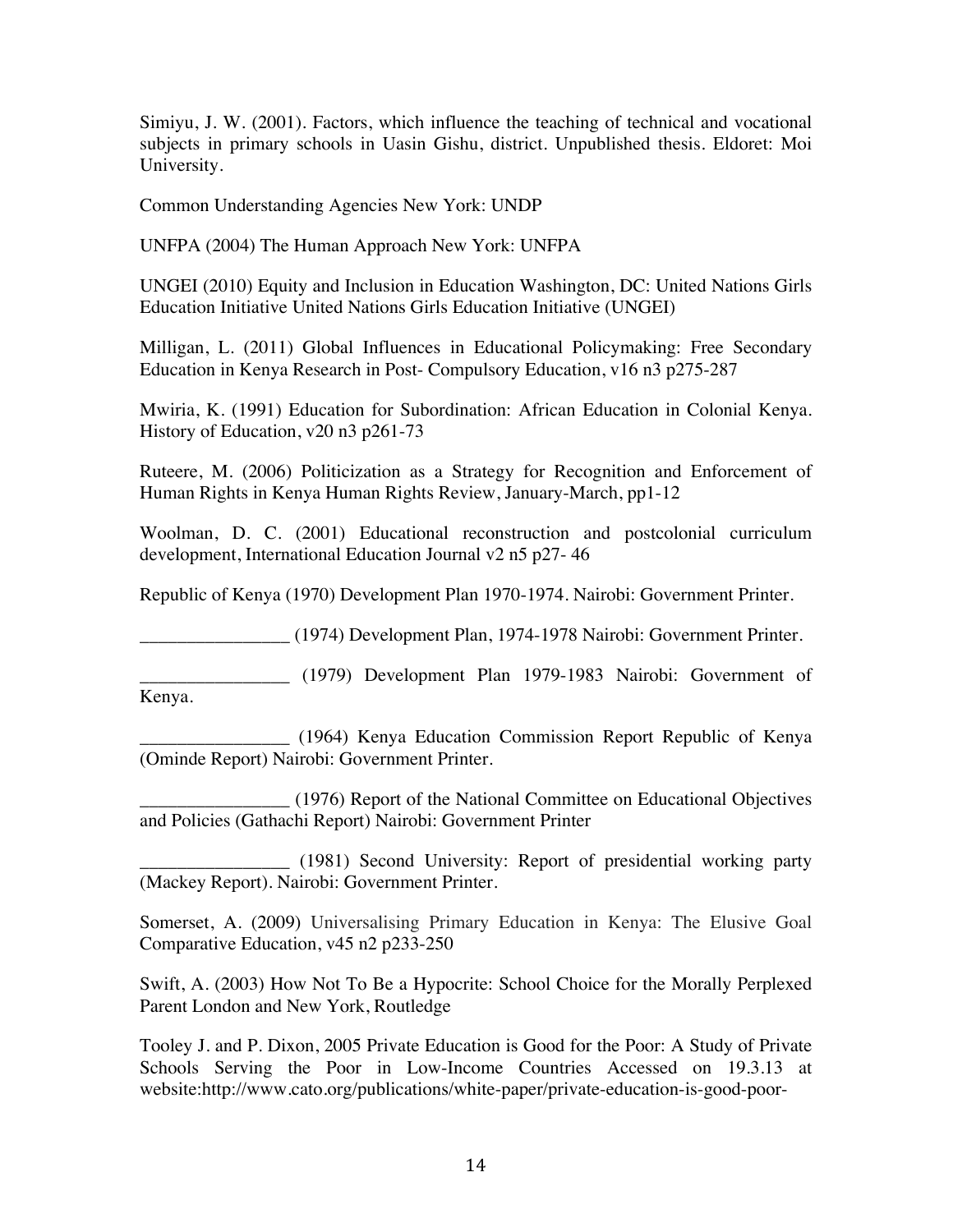Simiyu, J. W. (2001). Factors, which influence the teaching of technical and vocational subjects in primary schools in Uasin Gishu, district. Unpublished thesis. Eldoret: Moi University.

Common Understanding Agencies New York: UNDP

UNFPA (2004) The Human Approach New York: UNFPA

UNGEI (2010) Equity and Inclusion in Education Washington, DC: United Nations Girls Education Initiative United Nations Girls Education Initiative (UNGEI)

Milligan, L. (2011) Global Influences in Educational Policymaking: Free Secondary Education in Kenya Research in Post- Compulsory Education, v16 n3 p275-287

Mwiria, K. (1991) Education for Subordination: African Education in Colonial Kenya. History of Education, v20 n3 p261-73

Ruteere, M. (2006) Politicization as a Strategy for Recognition and Enforcement of Human Rights in Kenya Human Rights Review, January-March, pp1-12

Woolman, D. C. (2001) Educational reconstruction and postcolonial curriculum development, International Education Journal v2 n5 p27- 46

Republic of Kenya (1970) Development Plan 1970-1974. Nairobi: Government Printer.

________________ (1974) Development Plan, 1974-1978 Nairobi: Government Printer.

________________ (1979) Development Plan 1979-1983 Nairobi: Government of Kenya.

________________ (1964) Kenya Education Commission Report Republic of Kenya (Ominde Report) Nairobi: Government Printer.

________________ (1976) Report of the National Committee on Educational Objectives and Policies (Gathachi Report) Nairobi: Government Printer

________________ (1981) Second University: Report of presidential working party (Mackey Report). Nairobi: Government Printer.

Somerset, A. (2009) Universalising Primary Education in Kenya: The Elusive Goal Comparative Education, v45 n2 p233-250

Swift, A. (2003) How Not To Be a Hypocrite: School Choice for the Morally Perplexed Parent London and New York, Routledge

Tooley J. and P. Dixon, 2005 Private Education is Good for the Poor: A Study of Private Schools Serving the Poor in Low-Income Countries Accessed on 19.3.13 at website:http://www.cato.org/publications/white-paper/private-education-is-good-poor-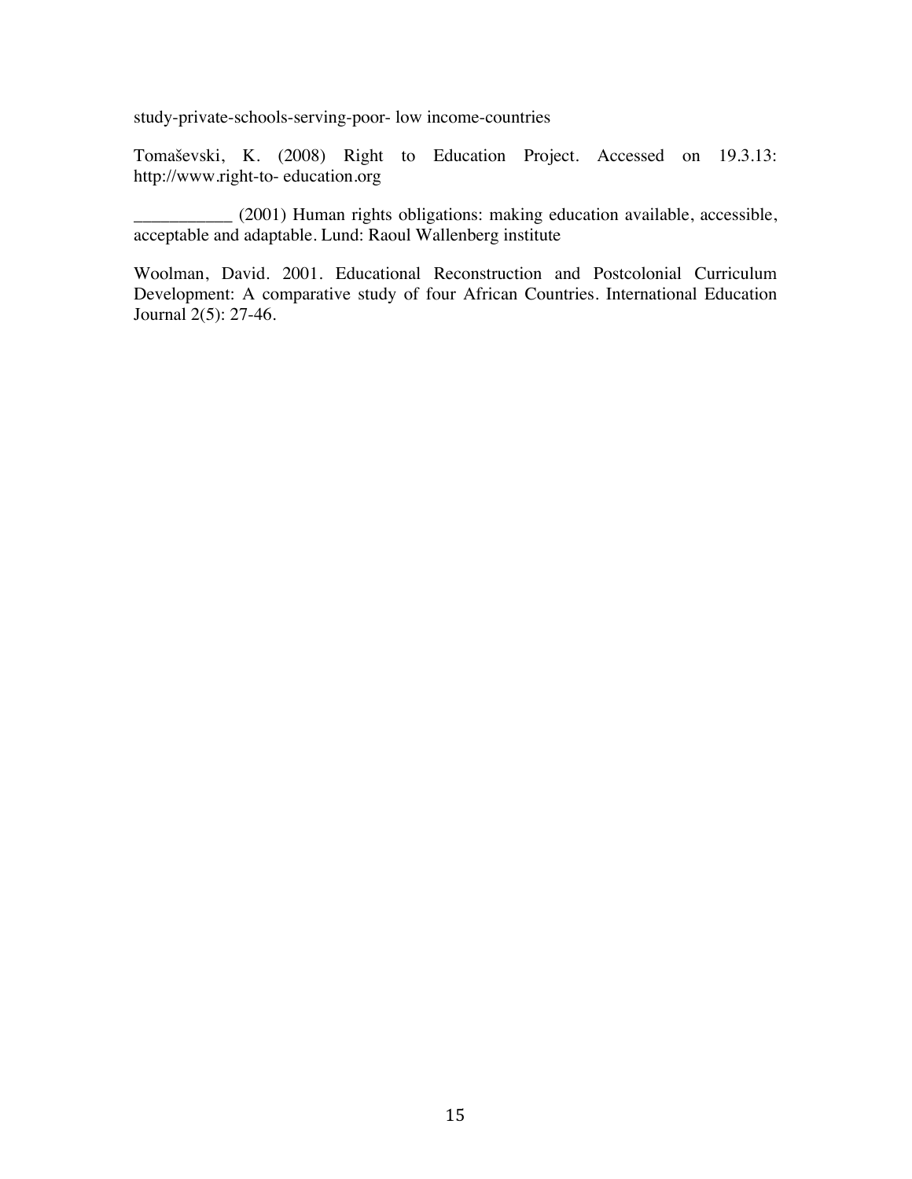study-private-schools-serving-poor- low income-countries

Tomaševski, K. (2008) Right to Education Project. Accessed on 19.3.13: http://www.right-to- education.org

___________ (2001) Human rights obligations: making education available, accessible, acceptable and adaptable. Lund: Raoul Wallenberg institute

Woolman, David. 2001. Educational Reconstruction and Postcolonial Curriculum Development: A comparative study of four African Countries. International Education Journal 2(5): 27-46.